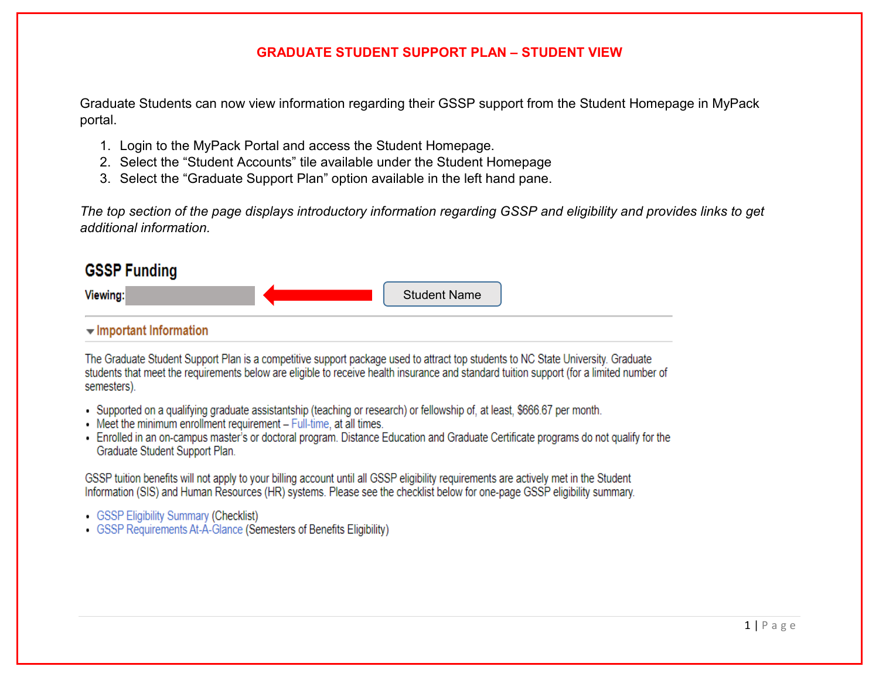# GRADUATE STUDENT SUPPORT PLAN – STUDENT VIEW

Graduate Students can now view information regarding their GSSP support from the Student Homepage in MyPack portal.

1. Login to the MyPack Portal and access the Student Homepage.
2. Select the "Student Accounts" tile available under the Student Homepage
3. Select the "Graduate Support Plan" option available in the left hand pane.

*The top section of the page displays introductory information regarding GSSP and eligibility and provides links to get additional information.*

## GSSP Funding

**Viewing:** Student Name

### Important Information

The Graduate Student Support Plan is a competitive support package used to attract top students to NC State University. Graduate students that meet the requirements below are eligible to receive health insurance and standard tuition support (for a limited number of semesters).

- Supported on a qualifying graduate assistantship (teaching or research) or fellowship of, at least, $666.67 per month.
- Meet the minimum enrollment requirement – Full-time, at all times.
- Enrolled in an on-campus master's or doctoral program. Distance Education and Graduate Certificate programs do not qualify for the Graduate Student Support Plan.

GSSP tuition benefits will not apply to your billing account until all GSSP eligibility requirements are actively met in the Student Information (SIS) and Human Resources (HR) systems. Please see the checklist below for one-page GSSP eligibility summary.

- GSSP Eligibility Summary (Checklist)
- GSSP Requirements At-A-Glance (Semesters of Benefits Eligibility)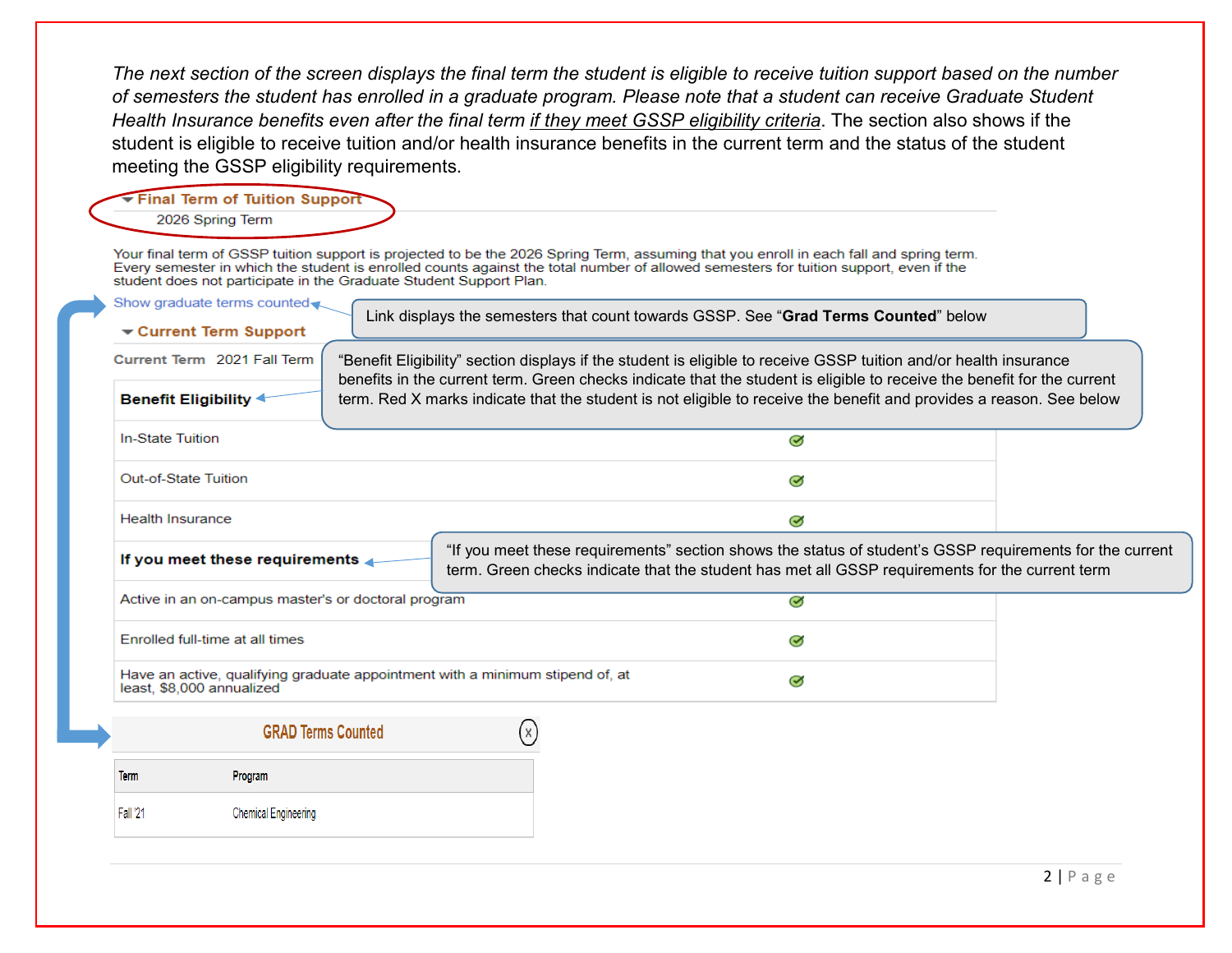*The next section of the screen displays the final term the student is eligible to receive tuition support based on the number of semesters the student has enrolled in a graduate program. Please note that a student can receive Graduate Student Health Insurance benefits even after the final term* *__if they meet GSSP eligibility criteria__*. The section also shows if the student is eligible to receive tuition and/or health insurance benefits in the current term and the status of the student meeting the GSSP eligibility requirements.

**Final Term of Tuition Support**

2026 Spring Term

Your final term of GSSP tuition support is projected to be the 2026 Spring Term, assuming that you enroll in each fall and spring term. Every semester in which the student is enrolled counts against the total number of allowed semesters for tuition support, even if the student does not participate in the Graduate Student Support Plan.

Show graduate terms counted

> Link displays the semesters that count towards GSSP. See "**Grad Terms Counted**" below

**Current Term Support**

Current Term 2021 Fall Term

> "Benefit Eligibility" section displays if the student is eligible to receive GSSP tuition and/or health insurance benefits in the current term. Green checks indicate that the student is eligible to receive the benefit for the current term. Red X marks indicate that the student is not eligible to receive the benefit and provides a reason. See below

| **Benefit Eligibility** | |
|---|---|
| In-State Tuition | ✔ |
| Out-of-State Tuition | ✔ |
| Health Insurance | ✔ |
| **If you meet these requirements** | |
| Active in an on-campus master's or doctoral program | ✔ |
| Enrolled full-time at all times | ✔ |
| Have an active, qualifying graduate appointment with a minimum stipend of, at least, $8,000 annualized | ✔ |

> "If you meet these requirements" section shows the status of student's GSSP requirements for the current term. Green checks indicate that the student has met all GSSP requirements for the current term

**GRAD Terms Counted**

| Term | Program |
|---|---|
| Fall '21 | Chemical Engineering |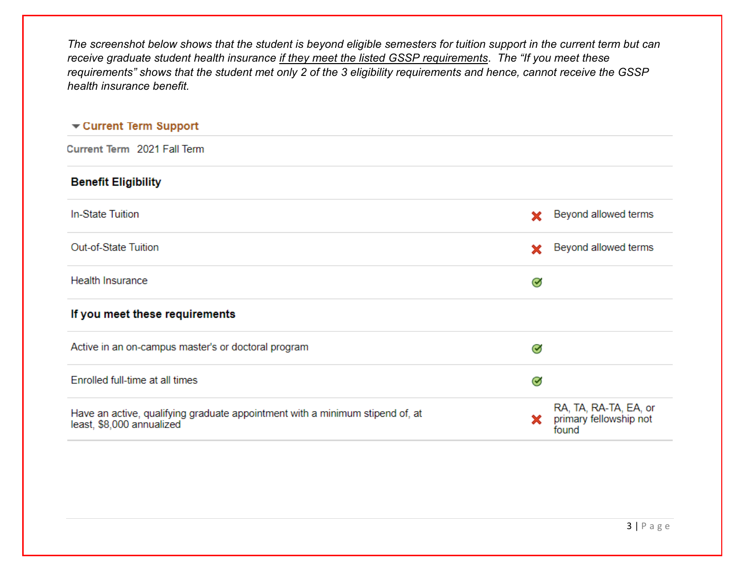*The screenshot below shows that the student is beyond eligible semesters for tuition support in the current term but can receive graduate student health insurance <u>if they meet the listed GSSP requirements</u>. The "If you meet these requirements" shows that the student met only 2 of the 3 eligibility requirements and hence, cannot receive the GSSP health insurance benefit.*

**Current Term Support**

**Current Term** 2021 Fall Term

| **Benefit Eligibility** | | |
|---|---|---|
| In-State Tuition | ✗ | Beyond allowed terms |
| Out-of-State Tuition | ✗ | Beyond allowed terms |
| Health Insurance | ✓ | |
| **If you meet these requirements** | | |
| Active in an on-campus master's or doctoral program | ✓ | |
| Enrolled full-time at all times | ✓ | |
| Have an active, qualifying graduate appointment with a minimum stipend of, at least, $8,000 annualized | ✗ | RA, TA, RA-TA, EA, or primary fellowship not found |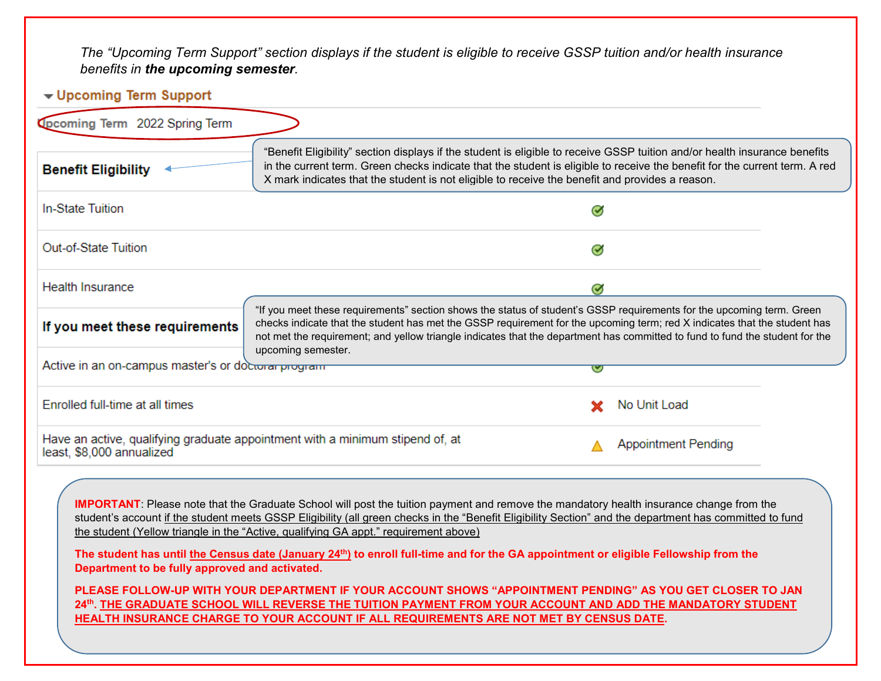*The "Upcoming Term Support" section displays if the student is eligible to receive GSSP tuition and/or health insurance benefits in* ***the upcoming semester****.*

### Upcoming Term Support

Upcoming Term 2022 Spring Term

"Benefit Eligibility" section displays if the student is eligible to receive GSSP tuition and/or health insurance benefits in the current term. Green checks indicate that the student is eligible to receive the benefit for the current term. A red X mark indicates that the student is not eligible to receive the benefit and provides a reason.

| **Benefit Eligibility** | | |
|---|---|---|
| In-State Tuition | ✔ | |
| Out-of-State Tuition | ✔ | |
| Health Insurance | ✔ | |
| **If you meet these requirements** | | |
| Active in an on-campus master's or doctoral program | ✔ | |
| Enrolled full-time at all times | ✖ | No Unit Load |
| Have an active, qualifying graduate appointment with a minimum stipend of, at least, $8,000 annualized | ⚠ | Appointment Pending |

"If you meet these requirements" section shows the status of student's GSSP requirements for the upcoming term. Green checks indicate that the student has met the GSSP requirement for the upcoming term; red X indicates that the student has not met the requirement; and yellow triangle indicates that the department has committed to fund to fund the student for the upcoming semester.

**IMPORTANT**: Please note that the Graduate School will post the tuition payment and remove the mandatory health insurance change from the student's account <u>if the student meets GSSP Eligibility (all green checks in the "Benefit Eligibility Section" and the department has committed to fund the student (Yellow triangle in the "Active, qualifying GA appt." requirement above)</u>

**The student has until <u>the Census date (January 24th)</u> to enroll full-time and for the GA appointment or eligible Fellowship from the Department to be fully approved and activated.**

**PLEASE FOLLOW-UP WITH YOUR DEPARTMENT IF YOUR ACCOUNT SHOWS "APPOINTMENT PENDING" AS YOU GET CLOSER TO JAN 24th. <u>THE GRADUATE SCHOOL WILL REVERSE THE TUITION PAYMENT FROM YOUR ACCOUNT AND ADD THE MANDATORY STUDENT HEALTH INSURANCE CHARGE TO YOUR ACCOUNT IF ALL REQUIREMENTS ARE NOT MET BY CENSUS DATE</u>.**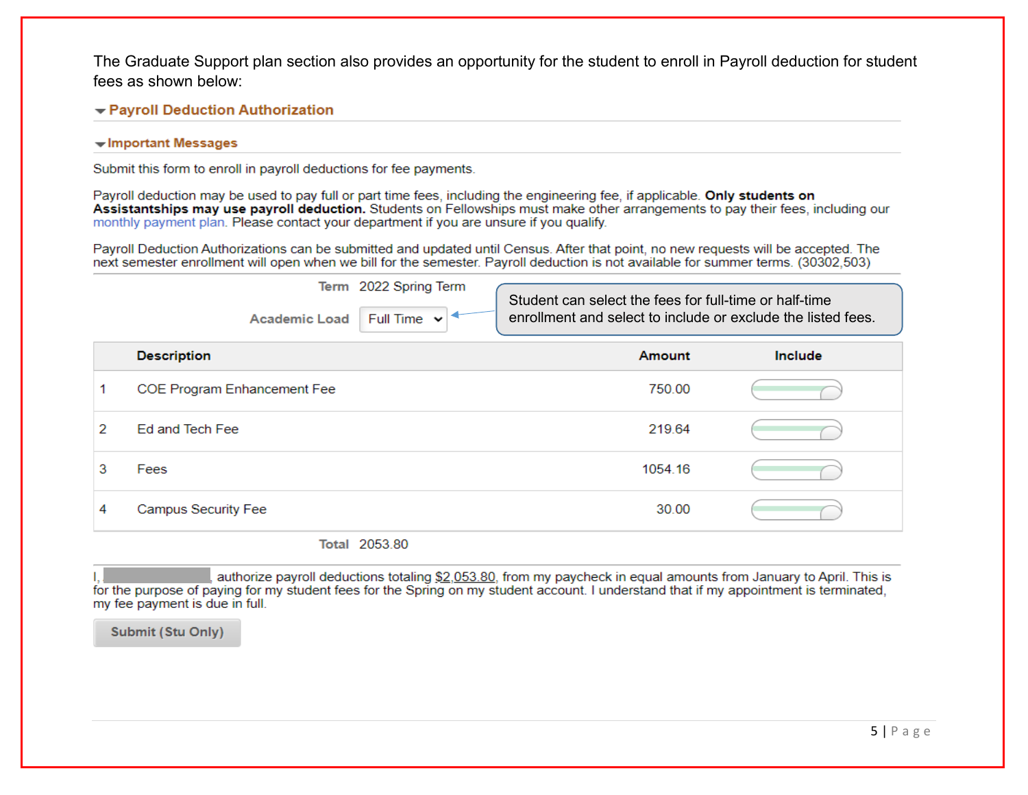The Graduate Support plan section also provides an opportunity for the student to enroll in Payroll deduction for student fees as shown below:

## Payroll Deduction Authorization

### Important Messages

Submit this form to enroll in payroll deductions for fee payments.

Payroll deduction may be used to pay full or part time fees, including the engineering fee, if applicable. **Only students on Assistantships may use payroll deduction.** Students on Fellowships must make other arrangements to pay their fees, including our monthly payment plan. Please contact your department if you are unsure if you qualify.

Payroll Deduction Authorizations can be submitted and updated until Census. After that point, no new requests will be accepted. The next semester enrollment will open when we bill for the semester. Payroll deduction is not available for summer terms. (30302,503)

Term 2022 Spring Term

Academic Load Full Time

Student can select the fees for full-time or half-time enrollment and select to include or exclude the listed fees.

| | Description | Amount | Include |
|---|---|---|---|
| 1 | COE Program Enhancement Fee | 750.00 | |
| 2 | Ed and Tech Fee | 219.64 | |
| 3 | Fees | 1054.16 | |
| 4 | Campus Security Fee | 30.00 | |

Total 2053.80

I, ________, authorize payroll deductions totaling $2,053.80, from my paycheck in equal amounts from January to April. This is for the purpose of paying for my student fees for the Spring on my student account. I understand that if my appointment is terminated, my fee payment is due in full.

Submit (Stu Only)